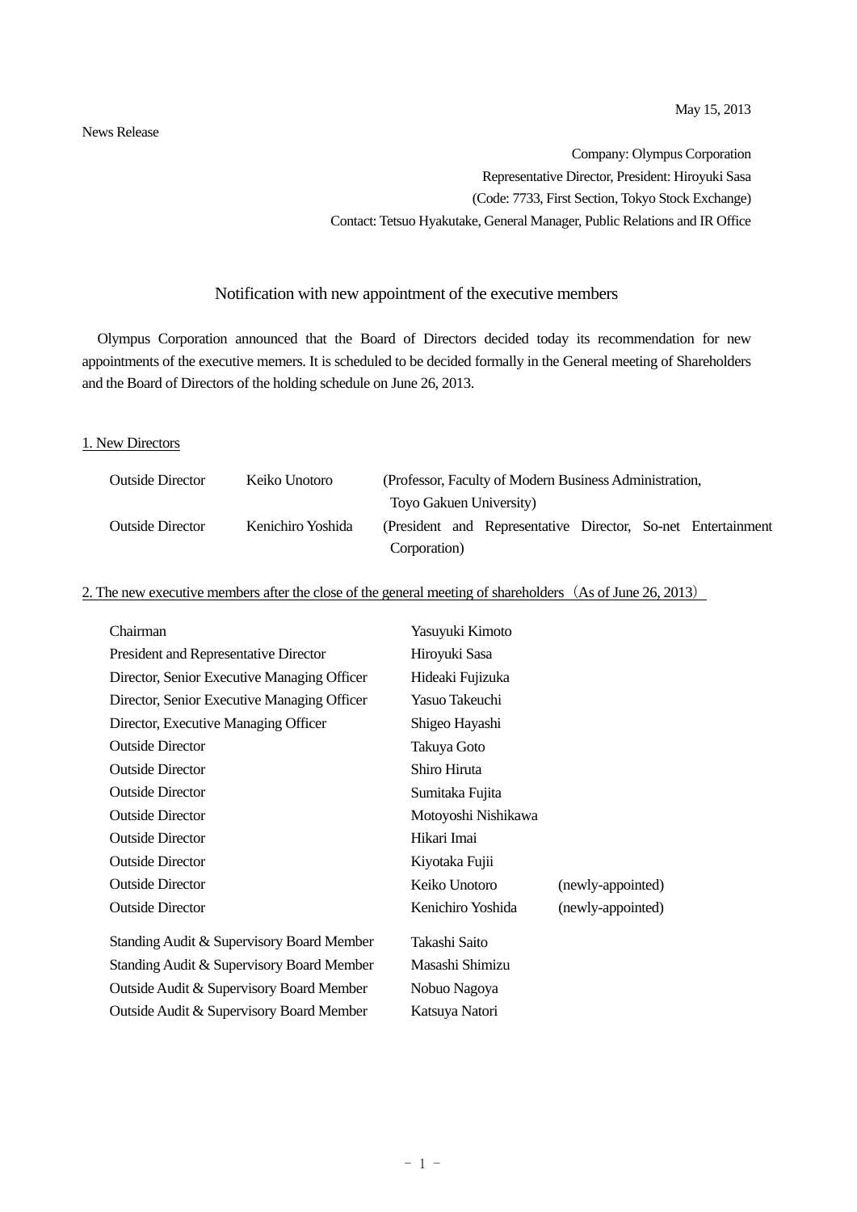May 15, 2013

News Release

Company: Olympus Corporation
Representative Director, President: Hiroyuki Sasa
(Code: 7733, First Section, Tokyo Stock Exchange)
Contact: Tetsuo Hyakutake, General Manager, Public Relations and IR Office

# Notification with new appointment of the executive members

Olympus Corporation announced that the Board of Directors decided today its recommendation for new appointments of the executive memers. It is scheduled to be decided formally in the General meeting of Shareholders and the Board of Directors of the holding schedule on June 26, 2013.

## 1. New Directors

| | | |
|---|---|---|
| Outside Director | Keiko Unotoro | (Professor, Faculty of Modern Business Administration, Toyo Gakuen University) |
| Outside Director | Kenichiro Yoshida | (President and Representative Director, So-net Entertainment Corporation) |

## 2. The new executive members after the close of the general meeting of shareholders（As of June 26, 2013）

| | | |
|---|---|---|
| Chairman | Yasuyuki Kimoto | |
| President and Representative Director | Hiroyuki Sasa | |
| Director, Senior Executive Managing Officer | Hideaki Fujizuka | |
| Director, Senior Executive Managing Officer | Yasuo Takeuchi | |
| Director, Executive Managing Officer | Shigeo Hayashi | |
| Outside Director | Takuya Goto | |
| Outside Director | Shiro Hiruta | |
| Outside Director | Sumitaka Fujita | |
| Outside Director | Motoyoshi Nishikawa | |
| Outside Director | Hikari Imai | |
| Outside Director | Kiyotaka Fujii | |
| Outside Director | Keiko Unotoro | (newly-appointed) |
| Outside Director | Kenichiro Yoshida | (newly-appointed) |
| Standing Audit & Supervisory Board Member | Takashi Saito | |
| Standing Audit & Supervisory Board Member | Masashi Shimizu | |
| Outside Audit & Supervisory Board Member | Nobuo Nagoya | |
| Outside Audit & Supervisory Board Member | Katsuya Natori | |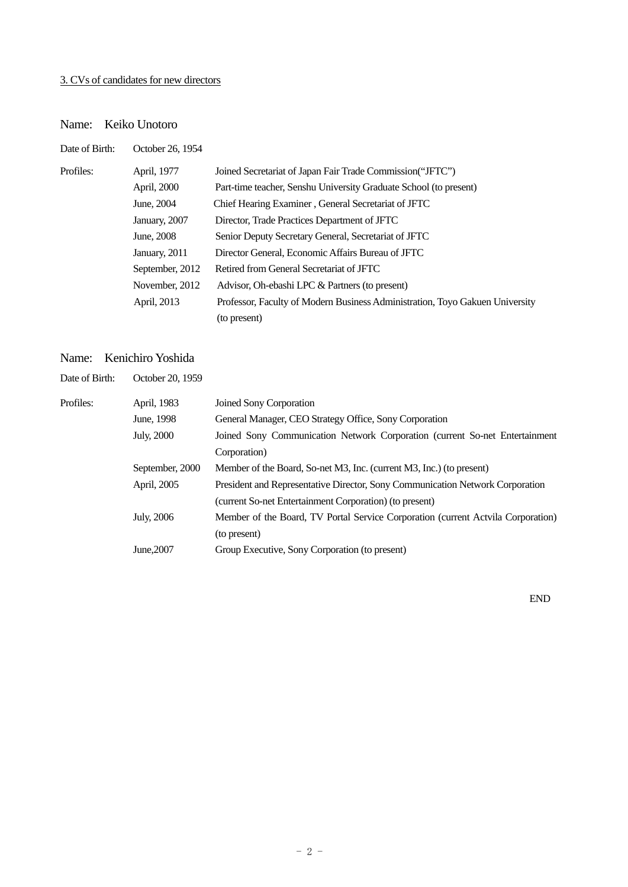3. CVs of candidates for new directors

Name: Keiko Unotoro

Date of Birth: October 26, 1954

| | | |
|---|---|---|
| Profiles: | April, 1977 | Joined Secretariat of Japan Fair Trade Commission("JFTC") |
| | April, 2000 | Part-time teacher, Senshu University Graduate School (to present) |
| | June, 2004 | Chief Hearing Examiner , General Secretariat of JFTC |
| | January, 2007 | Director, Trade Practices Department of JFTC |
| | June, 2008 | Senior Deputy Secretary General, Secretariat of JFTC |
| | January, 2011 | Director General, Economic Affairs Bureau of JFTC |
| | September, 2012 | Retired from General Secretariat of JFTC |
| | November, 2012 | Advisor, Oh-ebashi LPC & Partners (to present) |
| | April, 2013 | Professor, Faculty of Modern Business Administration, Toyo Gakuen University (to present) |

Name: Kenichiro Yoshida

Date of Birth: October 20, 1959

| | | |
|---|---|---|
| Profiles: | April, 1983 | Joined Sony Corporation |
| | June, 1998 | General Manager, CEO Strategy Office, Sony Corporation |
| | July, 2000 | Joined Sony Communication Network Corporation (current So-net Entertainment Corporation) |
| | September, 2000 | Member of the Board, So-net M3, Inc. (current M3, Inc.) (to present) |
| | April, 2005 | President and Representative Director, Sony Communication Network Corporation (current So-net Entertainment Corporation) (to present) |
| | July, 2006 | Member of the Board, TV Portal Service Corporation (current Actvila Corporation) (to present) |
| | June,2007 | Group Executive, Sony Corporation (to present) |

END